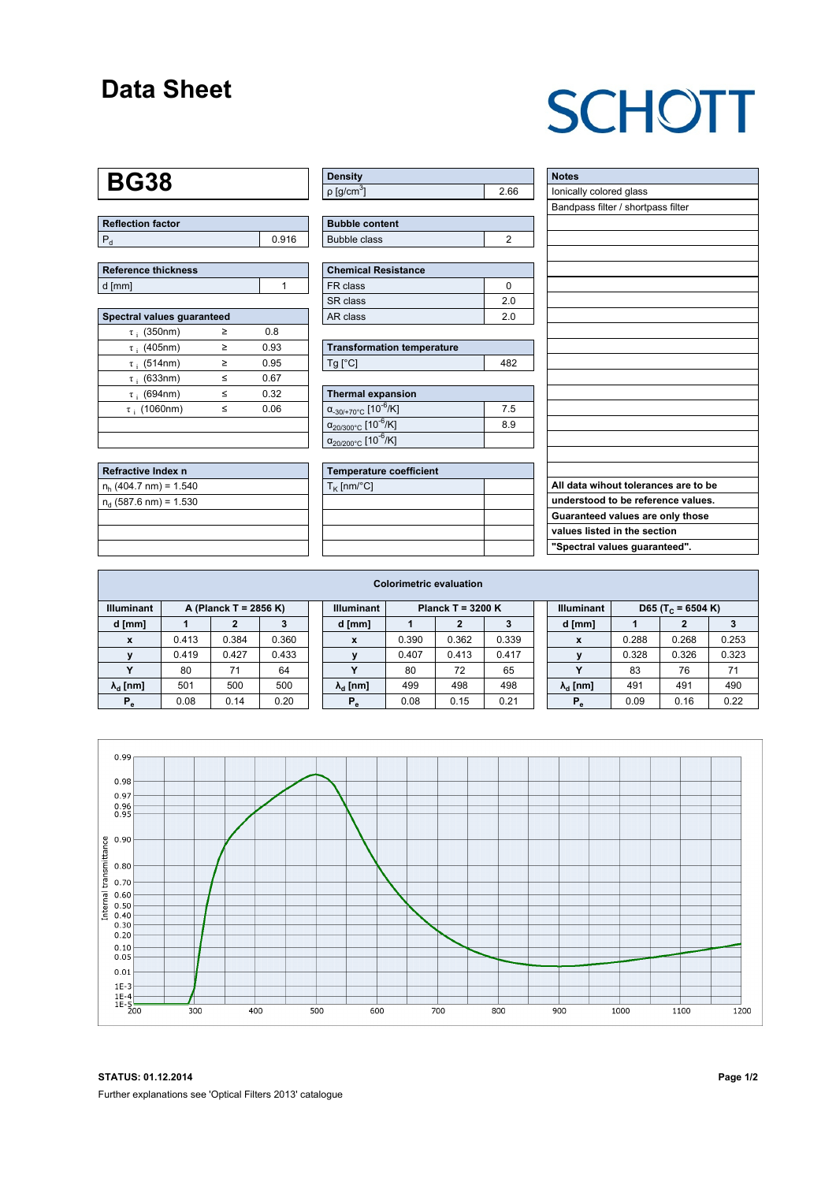# Data Sheet

SCHOTT

## BG38

| Reflection factor | |
|---|---|
| $P_d$ | 0.916 |

| Reference thickness | |
|---|---|
| d [mm] | 1 |

| Spectral values guaranteed | | |
|---|---|---|
| $\tau_i$ (350nm) | ≥ | 0.8 |
| $\tau_i$ (405nm) | ≥ | 0.93 |
| $\tau_i$ (514nm) | ≥ | 0.95 |
| $\tau_i$ (633nm) | ≤ | 0.67 |
| $\tau_i$ (694nm) | ≤ | 0.32 |
| $\tau_i$ (1060nm) | ≤ | 0.06 |

| Refractive Index n |
|---|
| $n_h$ (404.7 nm) = 1.540 |
| $n_d$ (587.6 nm) = 1.530 |

| Density | |
|---|---|
| ρ [g/cm$^3$] | 2.66 |

| Bubble content | |
|---|---|
| Bubble class | 2 |

| Chemical Resistance | |
|---|---|
| FR class | 0 |
| SR class | 2.0 |
| AR class | 2.0 |

| Transformation temperature | |
|---|---|
| Tg [°C] | 482 |

| Thermal expansion | |
|---|---|
| $\alpha_{-30/+70°C}$ [$10^{-6}$/K] | 7.5 |
| $\alpha_{20/300°C}$ [$10^{-6}$/K] | 8.9 |
| $\alpha_{20/200°C}$ [$10^{-6}$/K] | |

| Temperature coefficient | |
|---|---|
| $T_K$ [nm/°C] | |

| Notes |
|---|
| Ionically colored glass |
| Bandpass filter / shortpass filter |

**All data wihout tolerances are to be understood to be reference values. Guaranteed values are only those values listed in the section "Spectral values guaranteed".**

### Colorimetric evaluation

| Illuminant | A (Planck T = 2856 K) | | |
|---|---|---|---|
| d [mm] | 1 | 2 | 3 |
| x | 0.413 | 0.384 | 0.360 |
| y | 0.419 | 0.427 | 0.433 |
| Y | 80 | 71 | 64 |
| $\lambda_d$ [nm] | 501 | 500 | 500 |
| $P_e$ | 0.08 | 0.14 | 0.20 |

| Illuminant | Planck T = 3200 K | | |
|---|---|---|---|
| d [mm] | 1 | 2 | 3 |
| x | 0.390 | 0.362 | 0.339 |
| y | 0.407 | 0.413 | 0.417 |
| Y | 80 | 72 | 65 |
| $\lambda_d$ [nm] | 499 | 498 | 498 |
| $P_e$ | 0.08 | 0.15 | 0.21 |

| Illuminant | D65 ($T_c$ = 6504 K) | | |
|---|---|---|---|
| d [mm] | 1 | 2 | 3 |
| x | 0.288 | 0.268 | 0.253 |
| y | 0.328 | 0.326 | 0.323 |
| Y | 83 | 76 | 71 |
| $\lambda_d$ [nm] | 491 | 491 | 490 |
| $P_e$ | 0.09 | 0.16 | 0.22 |

**STATUS: 01.12.2014**

Further explanations see 'Optical Filters 2013' catalogue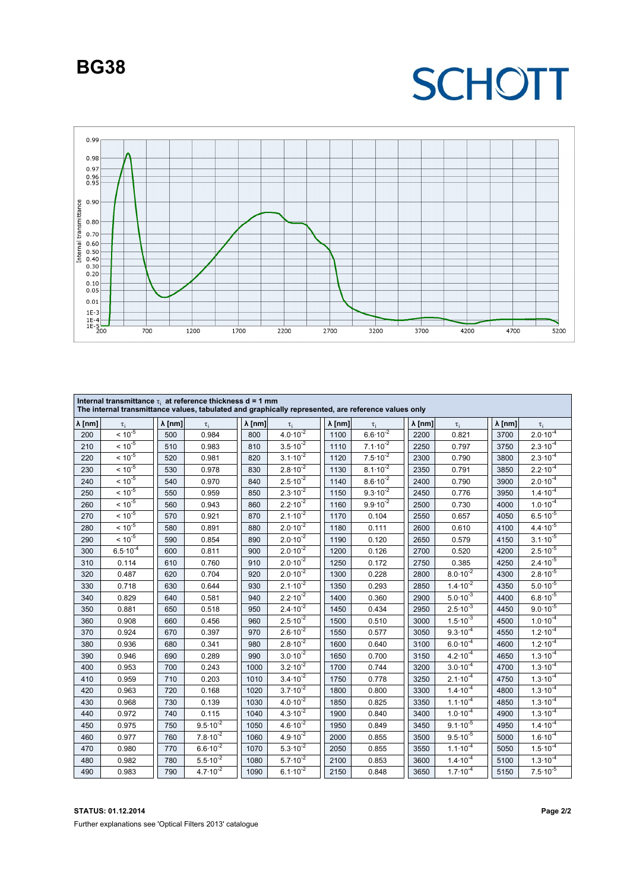# BG38

SCHOTT

Internal transmittance

0.99
0.98
0.97
0.96
0.95
0.90
0.80
0.70
0.60
0.50
0.40
0.30
0.20
0.10
0.05
0.01
1E-3
1E-4
1E-5

200 700 1200 1700 2200 2700 3200 3700 4200 4700 5200

**Internal transmittance $\tau_i$ at reference thickness d = 1 mm**
**The internal transmittance values, tabulated and graphically represented, are reference values only**

| λ [nm] | $\tau_i$ | λ [nm] | $\tau_i$ | λ [nm] | $\tau_i$ | λ [nm] | $\tau_i$ | λ [nm] | $\tau_i$ | λ [nm] | $\tau_i$ |
|---|---|---|---|---|---|---|---|---|---|---|---|
| 200 | $< 10^{-5}$ | 500 | 0.984 | 800 | $4.0 \cdot 10^{-2}$ | 1100 | $6.6 \cdot 10^{-2}$ | 2200 | 0.821 | 3700 | $2.0 \cdot 10^{-4}$ |
| 210 | $< 10^{-5}$ | 510 | 0.983 | 810 | $3.5 \cdot 10^{-2}$ | 1110 | $7.1 \cdot 10^{-2}$ | 2250 | 0.797 | 3750 | $2.3 \cdot 10^{-4}$ |
| 220 | $< 10^{-5}$ | 520 | 0.981 | 820 | $3.1 \cdot 10^{-2}$ | 1120 | $7.5 \cdot 10^{-2}$ | 2300 | 0.790 | 3800 | $2.3 \cdot 10^{-4}$ |
| 230 | $< 10^{-5}$ | 530 | 0.978 | 830 | $2.8 \cdot 10^{-2}$ | 1130 | $8.1 \cdot 10^{-2}$ | 2350 | 0.791 | 3850 | $2.2 \cdot 10^{-4}$ |
| 240 | $< 10^{-5}$ | 540 | 0.970 | 840 | $2.5 \cdot 10^{-2}$ | 1140 | $8.6 \cdot 10^{-2}$ | 2400 | 0.790 | 3900 | $2.0 \cdot 10^{-4}$ |
| 250 | $< 10^{-5}$ | 550 | 0.959 | 850 | $2.3 \cdot 10^{-2}$ | 1150 | $9.3 \cdot 10^{-2}$ | 2450 | 0.776 | 3950 | $1.4 \cdot 10^{-4}$ |
| 260 | $< 10^{-5}$ | 560 | 0.943 | 860 | $2.2 \cdot 10^{-2}$ | 1160 | $9.9 \cdot 10^{-2}$ | 2500 | 0.730 | 4000 | $1.0 \cdot 10^{-4}$ |
| 270 | $< 10^{-5}$ | 570 | 0.921 | 870 | $2.1 \cdot 10^{-2}$ | 1170 | 0.104 | 2550 | 0.657 | 4050 | $6.5 \cdot 10^{-5}$ |
| 280 | $< 10^{-5}$ | 580 | 0.891 | 880 | $2.0 \cdot 10^{-2}$ | 1180 | 0.111 | 2600 | 0.610 | 4100 | $4.4 \cdot 10^{-5}$ |
| 290 | $< 10^{-5}$ | 590 | 0.854 | 890 | $2.0 \cdot 10^{-2}$ | 1190 | 0.120 | 2650 | 0.579 | 4150 | $3.1 \cdot 10^{-5}$ |
| 300 | $6.5 \cdot 10^{-4}$ | 600 | 0.811 | 900 | $2.0 \cdot 10^{-2}$ | 1200 | 0.126 | 2700 | 0.520 | 4200 | $2.5 \cdot 10^{-5}$ |
| 310 | 0.114 | 610 | 0.760 | 910 | $2.0 \cdot 10^{-2}$ | 1250 | 0.172 | 2750 | 0.385 | 4250 | $2.4 \cdot 10^{-5}$ |
| 320 | 0.487 | 620 | 0.704 | 920 | $2.0 \cdot 10^{-2}$ | 1300 | 0.228 | 2800 | $8.0 \cdot 10^{-2}$ | 4300 | $2.8 \cdot 10^{-5}$ |
| 330 | 0.718 | 630 | 0.644 | 930 | $2.1 \cdot 10^{-2}$ | 1350 | 0.293 | 2850 | $1.4 \cdot 10^{-2}$ | 4350 | $5.0 \cdot 10^{-5}$ |
| 340 | 0.829 | 640 | 0.581 | 940 | $2.2 \cdot 10^{-2}$ | 1400 | 0.360 | 2900 | $5.0 \cdot 10^{-3}$ | 4400 | $6.8 \cdot 10^{-5}$ |
| 350 | 0.881 | 650 | 0.518 | 950 | $2.4 \cdot 10^{-2}$ | 1450 | 0.434 | 2950 | $2.5 \cdot 10^{-3}$ | 4450 | $9.0 \cdot 10^{-5}$ |
| 360 | 0.908 | 660 | 0.456 | 960 | $2.5 \cdot 10^{-2}$ | 1500 | 0.510 | 3000 | $1.5 \cdot 10^{-3}$ | 4500 | $1.0 \cdot 10^{-4}$ |
| 370 | 0.924 | 670 | 0.397 | 970 | $2.6 \cdot 10^{-2}$ | 1550 | 0.577 | 3050 | $9.3 \cdot 10^{-4}$ | 4550 | $1.2 \cdot 10^{-4}$ |
| 380 | 0.936 | 680 | 0.341 | 980 | $2.8 \cdot 10^{-2}$ | 1600 | 0.640 | 3100 | $6.0 \cdot 10^{-4}$ | 4600 | $1.2 \cdot 10^{-4}$ |
| 390 | 0.946 | 690 | 0.289 | 990 | $3.0 \cdot 10^{-2}$ | 1650 | 0.700 | 3150 | $4.2 \cdot 10^{-4}$ | 4650 | $1.3 \cdot 10^{-4}$ |
| 400 | 0.953 | 700 | 0.243 | 1000 | $3.2 \cdot 10^{-2}$ | 1700 | 0.744 | 3200 | $3.0 \cdot 10^{-4}$ | 4700 | $1.3 \cdot 10^{-4}$ |
| 410 | 0.959 | 710 | 0.203 | 1010 | $3.4 \cdot 10^{-2}$ | 1750 | 0.778 | 3250 | $2.1 \cdot 10^{-4}$ | 4750 | $1.3 \cdot 10^{-4}$ |
| 420 | 0.963 | 720 | 0.168 | 1020 | $3.7 \cdot 10^{-2}$ | 1800 | 0.800 | 3300 | $1.4 \cdot 10^{-4}$ | 4800 | $1.3 \cdot 10^{-4}$ |
| 430 | 0.968 | 730 | 0.139 | 1030 | $4.0 \cdot 10^{-2}$ | 1850 | 0.825 | 3350 | $1.1 \cdot 10^{-4}$ | 4850 | $1.3 \cdot 10^{-4}$ |
| 440 | 0.972 | 740 | 0.115 | 1040 | $4.3 \cdot 10^{-2}$ | 1900 | 0.840 | 3400 | $1.0 \cdot 10^{-4}$ | 4900 | $1.3 \cdot 10^{-4}$ |
| 450 | 0.975 | 750 | $9.5 \cdot 10^{-2}$ | 1050 | $4.6 \cdot 10^{-2}$ | 1950 | 0.849 | 3450 | $9.1 \cdot 10^{-5}$ | 4950 | $1.4 \cdot 10^{-4}$ |
| 460 | 0.977 | 760 | $7.8 \cdot 10^{-2}$ | 1060 | $4.9 \cdot 10^{-2}$ | 2000 | 0.855 | 3500 | $9.5 \cdot 10^{-5}$ | 5000 | $1.6 \cdot 10^{-4}$ |
| 470 | 0.980 | 770 | $6.6 \cdot 10^{-2}$ | 1070 | $5.3 \cdot 10^{-2}$ | 2050 | 0.855 | 3550 | $1.1 \cdot 10^{-4}$ | 5050 | $1.5 \cdot 10^{-4}$ |
| 480 | 0.982 | 780 | $5.5 \cdot 10^{-2}$ | 1080 | $5.7 \cdot 10^{-2}$ | 2100 | 0.853 | 3600 | $1.4 \cdot 10^{-4}$ | 5100 | $1.3 \cdot 10^{-4}$ |
| 490 | 0.983 | 790 | $4.7 \cdot 10^{-2}$ | 1090 | $6.1 \cdot 10^{-2}$ | 2150 | 0.848 | 3650 | $1.7 \cdot 10^{-4}$ | 5150 | $7.5 \cdot 10^{-5}$ |

**STATUS: 01.12.2014**

Further explanations see 'Optical Filters 2013' catalogue